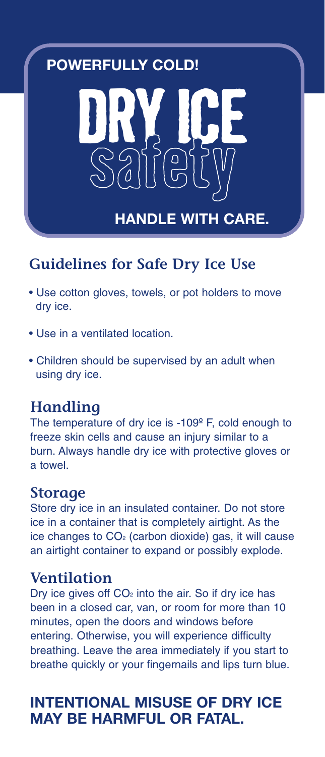**POWERFULLY COLD!**

# DRY ICE Safety

**HANDLE WITH CARE.**

## Guidelines for Safe Dry Ice Use

- Use cotton gloves, towels, or pot holders to move dry ice.
- Use in a ventilated location.
- Children should be supervised by an adult when using dry ice.

## Handling

The temperature of dry ice is -109º F, cold enough to freeze skin cells and cause an injury similar to a burn. Always handle dry ice with protective gloves or a towel.

## Storage

Store dry ice in an insulated container. Do not store ice in a container that is completely airtight. As the ice changes to $CO_2$ (carbon dioxide) gas, it will cause an airtight container to expand or possibly explode.

## Ventilation

Dry ice gives off $CO_2$ into the air. So if dry ice has been in a closed car, van, or room for more than 10 minutes, open the doors and windows before entering. Otherwise, you will experience difficulty breathing. Leave the area immediately if you start to breathe quickly or your fingernails and lips turn blue.

## INTENTIONAL MISUSE OF DRY ICE MAY BE HARMFUL OR FATAL.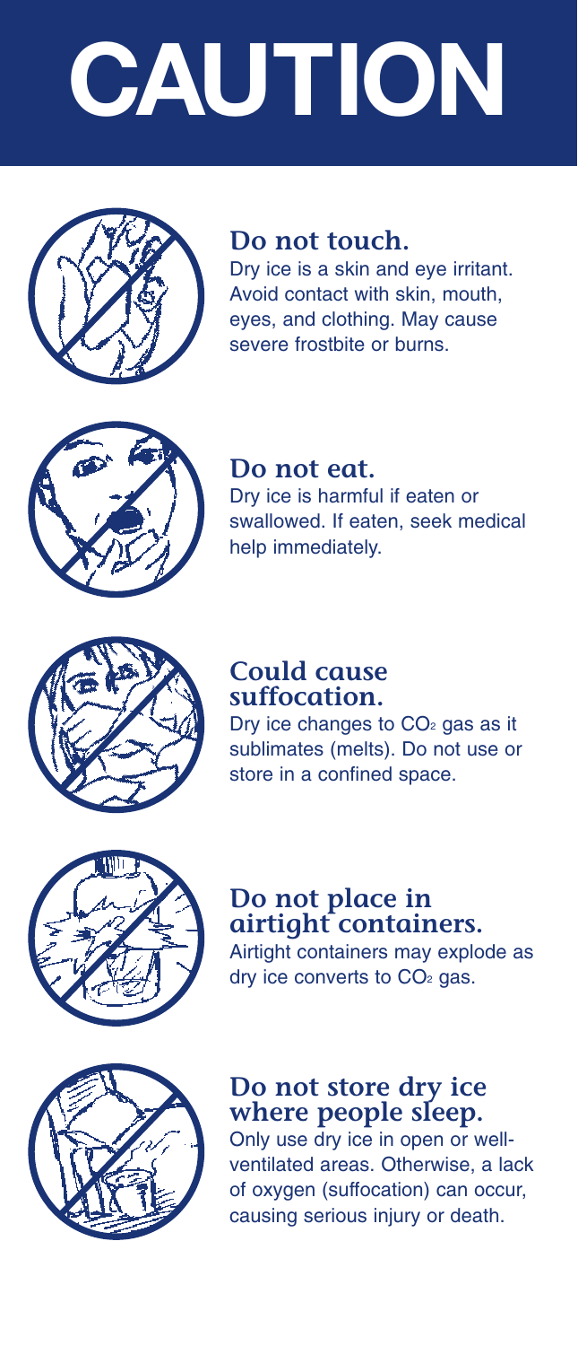# CAUTION

## Do not touch.

Dry ice is a skin and eye irritant. Avoid contact with skin, mouth, eyes, and clothing. May cause severe frostbite or burns.

## Do not eat.

Dry ice is harmful if eaten or swallowed. If eaten, seek medical help immediately.

## Could cause suffocation.

Dry ice changes to $CO_2$ gas as it sublimates (melts). Do not use or store in a confined space.

## Do not place in airtight containers.

Airtight containers may explode as dry ice converts to $CO_2$ gas.

## Do not store dry ice where people sleep.

Only use dry ice in open or well-ventilated areas. Otherwise, a lack of oxygen (suffocation) can occur, causing serious injury or death.